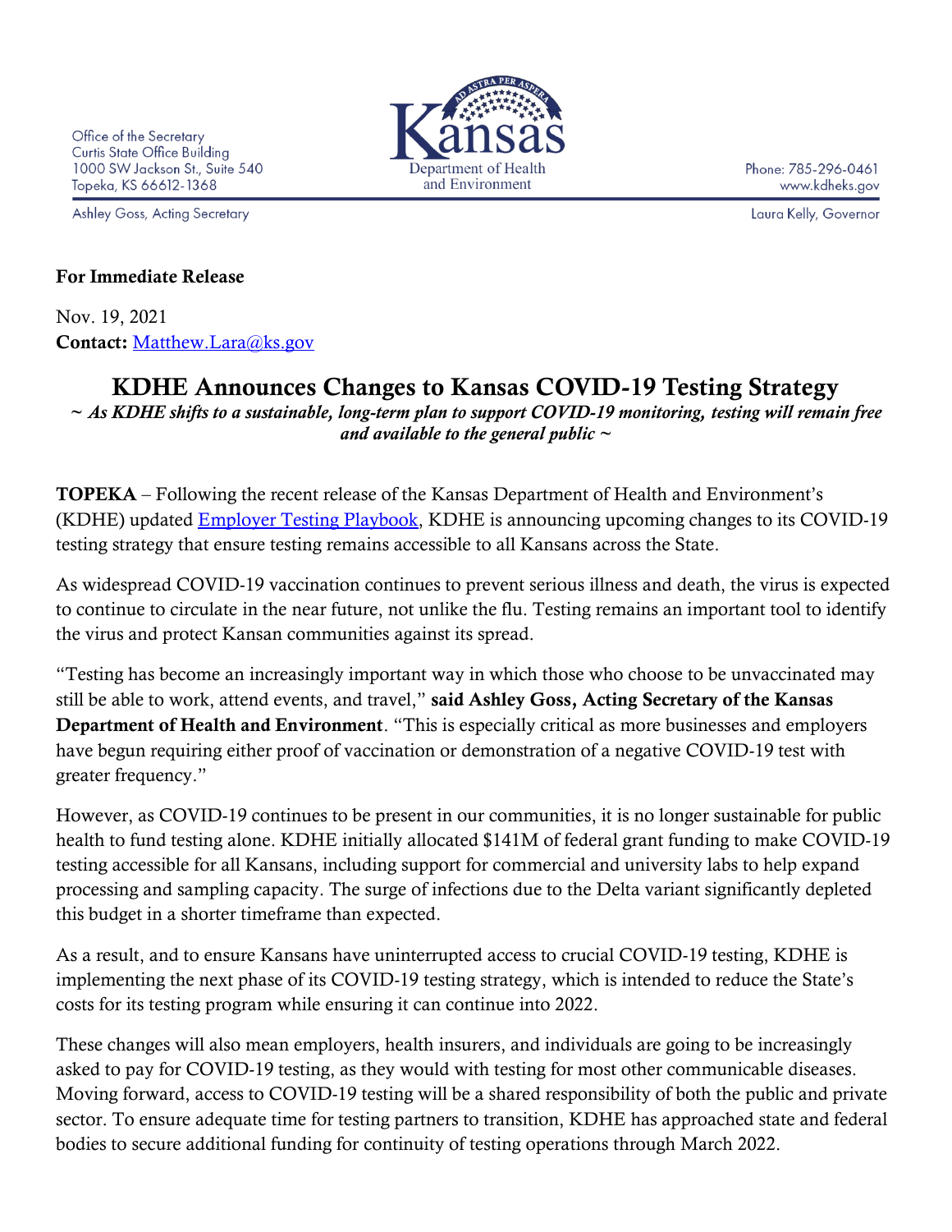Office of the Secretary
Curtis State Office Building
1000 SW Jackson St., Suite 540
Topeka, KS 66612-1368

Ashley Goss, Acting Secretary

Kansas Department of Health and Environment

Phone: 785-296-0461
www.kdheks.gov

Laura Kelly, Governor

**For Immediate Release**

Nov. 19, 2021
**Contact:** Matthew.Lara@ks.gov

# KDHE Announces Changes to Kansas COVID-19 Testing Strategy

*~ As KDHE shifts to a sustainable, long-term plan to support COVID-19 monitoring, testing will remain free and available to the general public ~*

**TOPEKA** – Following the recent release of the Kansas Department of Health and Environment's (KDHE) updated Employer Testing Playbook, KDHE is announcing upcoming changes to its COVID-19 testing strategy that ensure testing remains accessible to all Kansans across the State.

As widespread COVID-19 vaccination continues to prevent serious illness and death, the virus is expected to continue to circulate in the near future, not unlike the flu. Testing remains an important tool to identify the virus and protect Kansan communities against its spread.

"Testing has become an increasingly important way in which those who choose to be unvaccinated may still be able to work, attend events, and travel," **said Ashley Goss, Acting Secretary of the Kansas Department of Health and Environment**. "This is especially critical as more businesses and employers have begun requiring either proof of vaccination or demonstration of a negative COVID-19 test with greater frequency."

However, as COVID-19 continues to be present in our communities, it is no longer sustainable for public health to fund testing alone. KDHE initially allocated $141M of federal grant funding to make COVID-19 testing accessible for all Kansans, including support for commercial and university labs to help expand processing and sampling capacity. The surge of infections due to the Delta variant significantly depleted this budget in a shorter timeframe than expected.

As a result, and to ensure Kansans have uninterrupted access to crucial COVID-19 testing, KDHE is implementing the next phase of its COVID-19 testing strategy, which is intended to reduce the State's costs for its testing program while ensuring it can continue into 2022.

These changes will also mean employers, health insurers, and individuals are going to be increasingly asked to pay for COVID-19 testing, as they would with testing for most other communicable diseases. Moving forward, access to COVID-19 testing will be a shared responsibility of both the public and private sector. To ensure adequate time for testing partners to transition, KDHE has approached state and federal bodies to secure additional funding for continuity of testing operations through March 2022.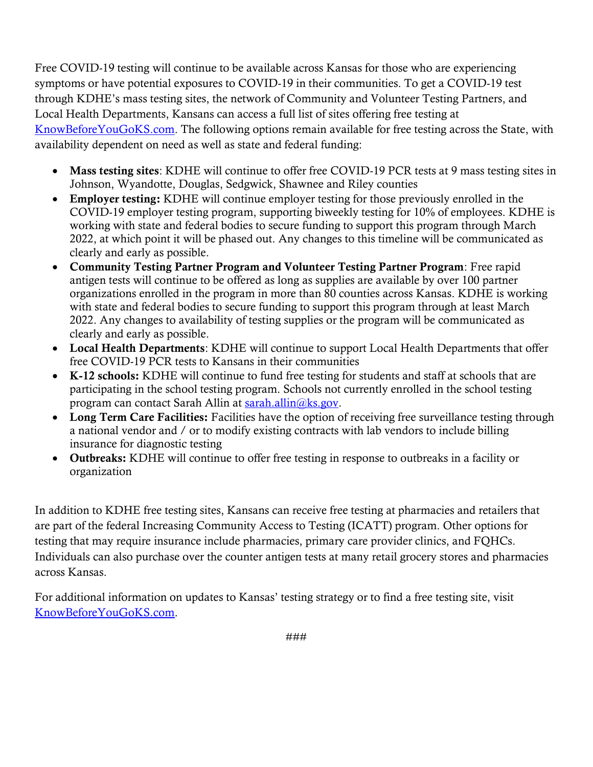Free COVID-19 testing will continue to be available across Kansas for those who are experiencing symptoms or have potential exposures to COVID-19 in their communities. To get a COVID-19 test through KDHE's mass testing sites, the network of Community and Volunteer Testing Partners, and Local Health Departments, Kansans can access a full list of sites offering free testing at [KnowBeforeYouGoKS.com](KnowBeforeYouGoKS.com). The following options remain available for free testing across the State, with availability dependent on need as well as state and federal funding:

- **Mass testing sites**: KDHE will continue to offer free COVID-19 PCR tests at 9 mass testing sites in Johnson, Wyandotte, Douglas, Sedgwick, Shawnee and Riley counties
- **Employer testing:** KDHE will continue employer testing for those previously enrolled in the COVID-19 employer testing program, supporting biweekly testing for 10% of employees. KDHE is working with state and federal bodies to secure funding to support this program through March 2022, at which point it will be phased out. Any changes to this timeline will be communicated as clearly and early as possible.
- **Community Testing Partner Program and Volunteer Testing Partner Program**: Free rapid antigen tests will continue to be offered as long as supplies are available by over 100 partner organizations enrolled in the program in more than 80 counties across Kansas. KDHE is working with state and federal bodies to secure funding to support this program through at least March 2022. Any changes to availability of testing supplies or the program will be communicated as clearly and early as possible.
- **Local Health Departments**: KDHE will continue to support Local Health Departments that offer free COVID-19 PCR tests to Kansans in their communities
- **K-12 schools:** KDHE will continue to fund free testing for students and staff at schools that are participating in the school testing program. Schools not currently enrolled in the school testing program can contact Sarah Allin at [sarah.allin@ks.gov](mailto:sarah.allin@ks.gov).
- **Long Term Care Facilities:** Facilities have the option of receiving free surveillance testing through a national vendor and / or to modify existing contracts with lab vendors to include billing insurance for diagnostic testing
- **Outbreaks:** KDHE will continue to offer free testing in response to outbreaks in a facility or organization

In addition to KDHE free testing sites, Kansans can receive free testing at pharmacies and retailers that are part of the federal Increasing Community Access to Testing (ICATT) program. Other options for testing that may require insurance include pharmacies, primary care provider clinics, and FQHCs. Individuals can also purchase over the counter antigen tests at many retail grocery stores and pharmacies across Kansas.

For additional information on updates to Kansas' testing strategy or to find a free testing site, visit [KnowBeforeYouGoKS.com](KnowBeforeYouGoKS.com).

###